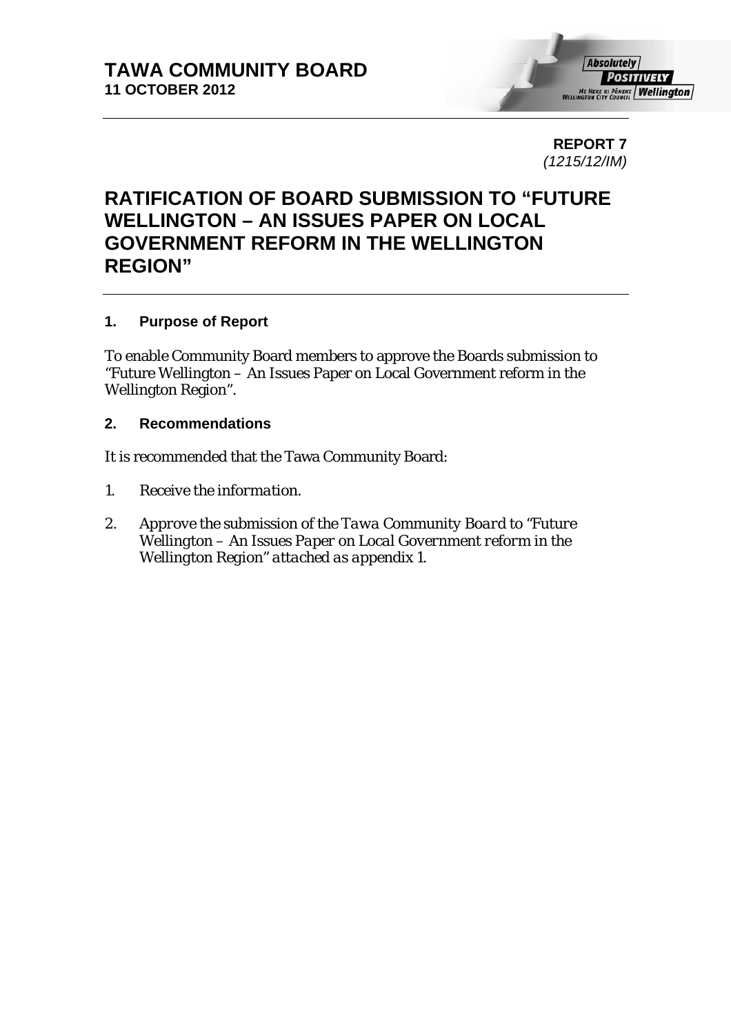**TAWA COMMUNITY BOARD**
**11 OCTOBER 2012**

**REPORT 7**
*(1215/12/IM)*

# RATIFICATION OF BOARD SUBMISSION TO "FUTURE WELLINGTON – AN ISSUES PAPER ON LOCAL GOVERNMENT REFORM IN THE WELLINGTON REGION"

## 1. Purpose of Report

To enable Community Board members to approve the Boards submission to "Future Wellington – An Issues Paper on Local Government reform in the Wellington Region".

## 2. Recommendations

It is recommended that the Tawa Community Board:

1. *Receive the information.*
2. *Approve the submission of the Tawa Community Board to "Future Wellington – An Issues Paper on Local Government reform in the Wellington Region" attached as appendix 1.*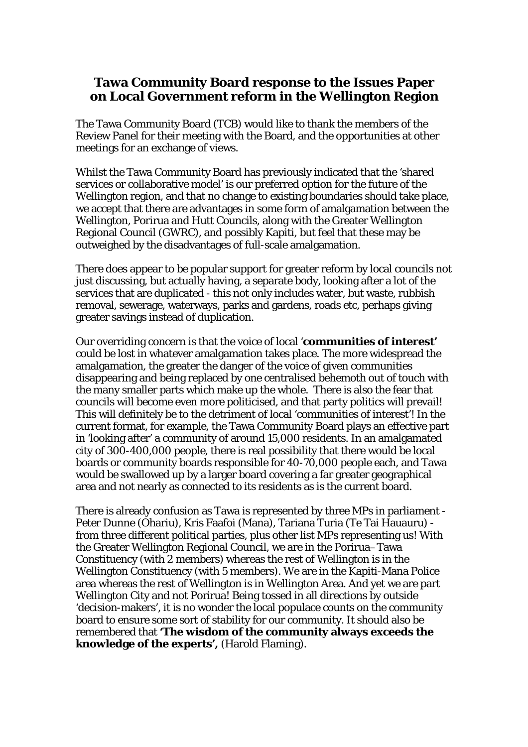## Tawa Community Board response to the Issues Paper on Local Government reform in the Wellington Region

The Tawa Community Board (TCB) would like to thank the members of the Review Panel for their meeting with the Board, and the opportunities at other meetings for an exchange of views.

Whilst the Tawa Community Board has previously indicated that the 'shared services or collaborative model' is our preferred option for the future of the Wellington region, and that no change to existing boundaries should take place, we accept that there are advantages in some form of amalgamation between the Wellington, Porirua and Hutt Councils, along with the Greater Wellington Regional Council (GWRC), and possibly Kapiti, but feel that these may be outweighed by the disadvantages of full-scale amalgamation.

There does appear to be popular support for greater reform by local councils not just discussing, but actually having, a separate body, looking after a lot of the services that are duplicated - this not only includes water, but waste, rubbish removal, sewerage, waterways, parks and gardens, roads etc, perhaps giving greater savings instead of duplication.

Our overriding concern is that the voice of local '**communities of interest'** could be lost in whatever amalgamation takes place. The more widespread the amalgamation, the greater the danger of the voice of given communities disappearing and being replaced by one centralised behemoth out of touch with the many smaller parts which make up the whole. There is also the fear that councils will become even more politicised, and that party politics will prevail! This will definitely be to the detriment of local 'communities of interest'! In the current format, for example, the Tawa Community Board plays an effective part in 'looking after' a community of around 15,000 residents. In an amalgamated city of 300-400,000 people, there is real possibility that there would be local boards or community boards responsible for 40-70,000 people each, and Tawa would be swallowed up by a larger board covering a far greater geographical area and not nearly as connected to its residents as is the current board.

There is already confusion as Tawa is represented by three MPs in parliament - Peter Dunne (Ohariu), Kris Faafoi (Mana), Tariana Turia (Te Tai Hauauru) - from three different political parties, plus other list MPs representing us! With the Greater Wellington Regional Council, we are in the Porirua–Tawa Constituency (with 2 members) whereas the rest of Wellington is in the Wellington Constituency (with 5 members). We are in the Kapiti-Mana Police area whereas the rest of Wellington is in Wellington Area. And yet we are part Wellington City and not Porirua! Being tossed in all directions by outside 'decision-makers', it is no wonder the local populace counts on the community board to ensure some sort of stability for our community. It should also be remembered that **'The wisdom of the community always exceeds the knowledge of the experts',** (Harold Flaming).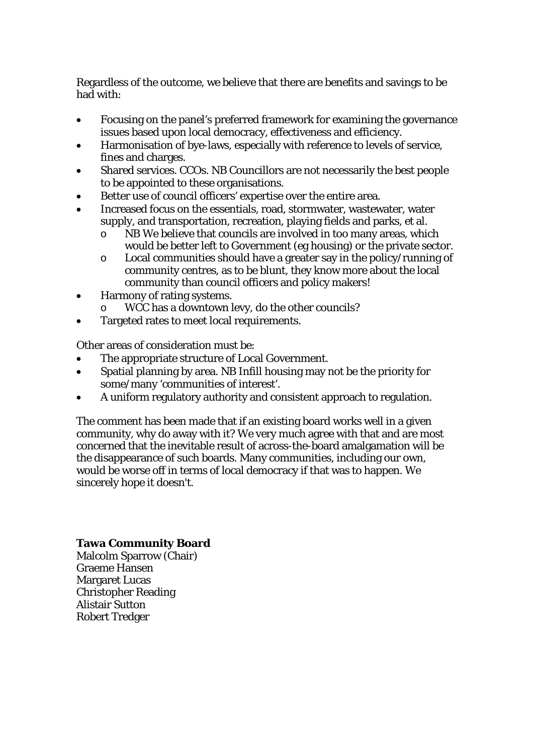Regardless of the outcome, we believe that there are benefits and savings to be had with:

- Focusing on the panel's preferred framework for examining the governance issues based upon local democracy, effectiveness and efficiency.
- Harmonisation of bye-laws, especially with reference to levels of service, fines and charges.
- Shared services. CCOs. NB Councillors are not necessarily the best people to be appointed to these organisations.
- Better use of council officers' expertise over the entire area.
- Increased focus on the essentials, road, stormwater, wastewater, water supply, and transportation, recreation, playing fields and parks, et al.
    - NB We believe that councils are involved in too many areas, which would be better left to Government (eg housing) or the private sector.
    - Local communities should have a greater say in the policy/running of community centres, as to be blunt, they know more about the local community than council officers and policy makers!
- Harmony of rating systems.
    - WCC has a downtown levy, do the other councils?
- Targeted rates to meet local requirements.

Other areas of consideration must be:

- The appropriate structure of Local Government.
- Spatial planning by area. NB Infill housing may not be the priority for some/many 'communities of interest'.
- A uniform regulatory authority and consistent approach to regulation.

The comment has been made that if an existing board works well in a given community, why do away with it? We very much agree with that and are most concerned that the inevitable result of across-the-board amalgamation will be the disappearance of such boards. Many communities, including our own, would be worse off in terms of local democracy if that was to happen. We sincerely hope it doesn't.

**Tawa Community Board**
Malcolm Sparrow (Chair)
Graeme Hansen
Margaret Lucas
Christopher Reading
Alistair Sutton
Robert Tredger